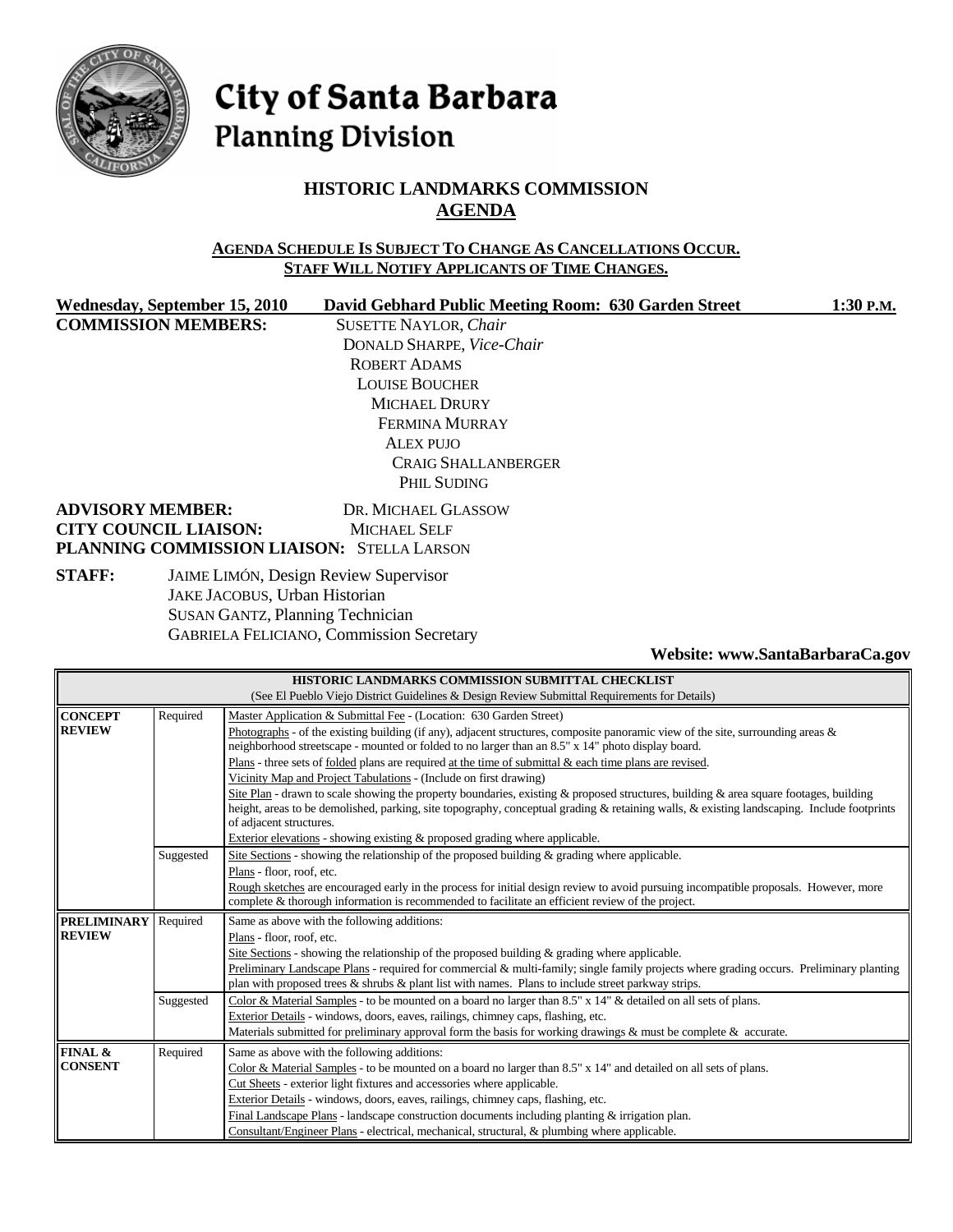# City of Santa Barbara
## Planning Division

## HISTORIC LANDMARKS COMMISSION
## AGENDA

**AGENDA SCHEDULE IS SUBJECT TO CHANGE AS CANCELLATIONS OCCUR.**
**STAFF WILL NOTIFY APPLICANTS OF TIME CHANGES.**

**Wednesday, September 15, 2010** **David Gebhard Public Meeting Room: 630 Garden Street** **1:30 P.M.**

**COMMISSION MEMBERS:**
SUSETTE NAYLOR, *Chair*
DONALD SHARPE, *Vice-Chair*
ROBERT ADAMS
LOUISE BOUCHER
MICHAEL DRURY
FERMINA MURRAY
ALEX PUJO
CRAIG SHALLANBERGER
PHIL SUDING

**ADVISORY MEMBER:** DR. MICHAEL GLASSOW
**CITY COUNCIL LIAISON:** MICHAEL SELF
**PLANNING COMMISSION LIAISON:** STELLA LARSON

**STAFF:**
JAIME LIMÓN, Design Review Supervisor
JAKE JACOBUS, Urban Historian
SUSAN GANTZ, Planning Technician
GABRIELA FELICIANO, Commission Secretary

**Website: www.SantaBarbaraCa.gov**

| **HISTORIC LANDMARKS COMMISSION SUBMITTAL CHECKLIST** (See El Pueblo Viejo District Guidelines & Design Review Submittal Requirements for Details) | | |
|---|---|---|
| **CONCEPT REVIEW** | Required | Master Application & Submittal Fee - (Location: 630 Garden Street)<br>Photographs - of the existing building (if any), adjacent structures, composite panoramic view of the site, surrounding areas & neighborhood streetscape - mounted or folded to no larger than an 8.5" x 14" photo display board.<br>Plans - three sets of folded plans are required at the time of submittal & each time plans are revised.<br>Vicinity Map and Project Tabulations - (Include on first drawing)<br>Site Plan - drawn to scale showing the property boundaries, existing & proposed structures, building & area square footages, building height, areas to be demolished, parking, site topography, conceptual grading & retaining walls, & existing landscaping. Include footprints of adjacent structures.<br>Exterior elevations - showing existing & proposed grading where applicable. |
| | Suggested | Site Sections - showing the relationship of the proposed building & grading where applicable.<br>Plans - floor, roof, etc.<br>Rough sketches are encouraged early in the process for initial design review to avoid pursuing incompatible proposals. However, more complete & thorough information is recommended to facilitate an efficient review of the project. |
| **PRELIMINARY REVIEW** | Required | Same as above with the following additions:<br>Plans - floor, roof, etc.<br>Site Sections - showing the relationship of the proposed building & grading where applicable.<br>Preliminary Landscape Plans - required for commercial & multi-family; single family projects where grading occurs. Preliminary planting plan with proposed trees & shrubs & plant list with names. Plans to include street parkway strips. |
| | Suggested | Color & Material Samples - to be mounted on a board no larger than 8.5" x 14" & detailed on all sets of plans.<br>Exterior Details - windows, doors, eaves, railings, chimney caps, flashing, etc.<br>Materials submitted for preliminary approval form the basis for working drawings & must be complete & accurate. |
| **FINAL & CONSENT** | Required | Same as above with the following additions:<br>Color & Material Samples - to be mounted on a board no larger than 8.5" x 14" and detailed on all sets of plans.<br>Cut Sheets - exterior light fixtures and accessories where applicable.<br>Exterior Details - windows, doors, eaves, railings, chimney caps, flashing, etc.<br>Final Landscape Plans - landscape construction documents including planting & irrigation plan.<br>Consultant/Engineer Plans - electrical, mechanical, structural, & plumbing where applicable. |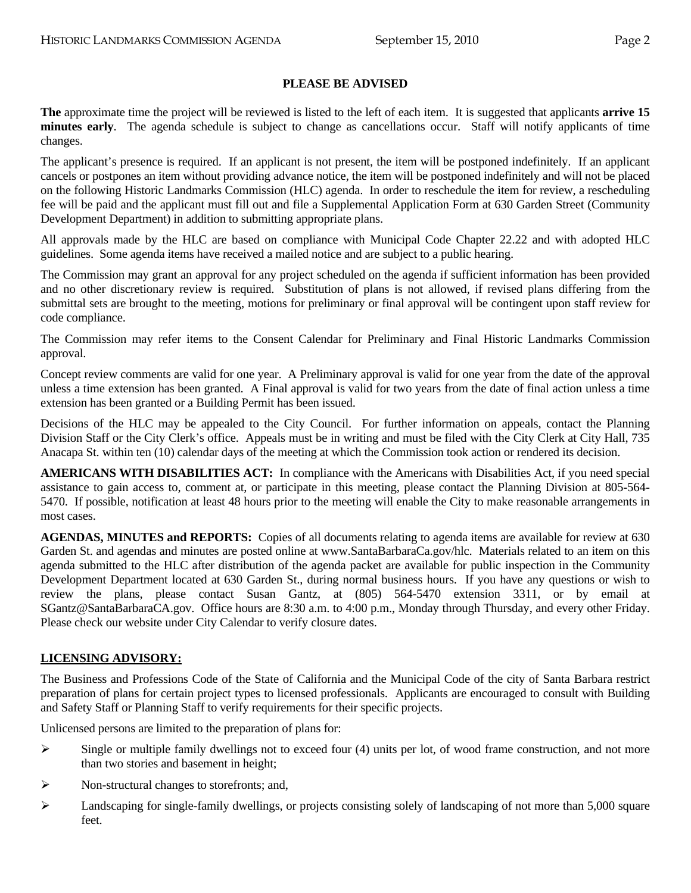**PLEASE BE ADVISED**

**The** approximate time the project will be reviewed is listed to the left of each item. It is suggested that applicants **arrive 15 minutes early**. The agenda schedule is subject to change as cancellations occur. Staff will notify applicants of time changes.

The applicant's presence is required. If an applicant is not present, the item will be postponed indefinitely. If an applicant cancels or postpones an item without providing advance notice, the item will be postponed indefinitely and will not be placed on the following Historic Landmarks Commission (HLC) agenda. In order to reschedule the item for review, a rescheduling fee will be paid and the applicant must fill out and file a Supplemental Application Form at 630 Garden Street (Community Development Department) in addition to submitting appropriate plans.

All approvals made by the HLC are based on compliance with Municipal Code Chapter 22.22 and with adopted HLC guidelines. Some agenda items have received a mailed notice and are subject to a public hearing.

The Commission may grant an approval for any project scheduled on the agenda if sufficient information has been provided and no other discretionary review is required. Substitution of plans is not allowed, if revised plans differing from the submittal sets are brought to the meeting, motions for preliminary or final approval will be contingent upon staff review for code compliance.

The Commission may refer items to the Consent Calendar for Preliminary and Final Historic Landmarks Commission approval.

Concept review comments are valid for one year. A Preliminary approval is valid for one year from the date of the approval unless a time extension has been granted. A Final approval is valid for two years from the date of final action unless a time extension has been granted or a Building Permit has been issued.

Decisions of the HLC may be appealed to the City Council. For further information on appeals, contact the Planning Division Staff or the City Clerk's office. Appeals must be in writing and must be filed with the City Clerk at City Hall, 735 Anacapa St. within ten (10) calendar days of the meeting at which the Commission took action or rendered its decision.

**AMERICANS WITH DISABILITIES ACT:** In compliance with the Americans with Disabilities Act, if you need special assistance to gain access to, comment at, or participate in this meeting, please contact the Planning Division at 805-564-5470. If possible, notification at least 48 hours prior to the meeting will enable the City to make reasonable arrangements in most cases.

**AGENDAS, MINUTES and REPORTS:** Copies of all documents relating to agenda items are available for review at 630 Garden St. and agendas and minutes are posted online at www.SantaBarbaraCa.gov/hlc. Materials related to an item on this agenda submitted to the HLC after distribution of the agenda packet are available for public inspection in the Community Development Department located at 630 Garden St., during normal business hours. If you have any questions or wish to review the plans, please contact Susan Gantz, at (805) 564-5470 extension 3311, or by email at SGantz@SantaBarbaraCA.gov. Office hours are 8:30 a.m. to 4:00 p.m., Monday through Thursday, and every other Friday. Please check our website under City Calendar to verify closure dates.

**LICENSING ADVISORY:**

The Business and Professions Code of the State of California and the Municipal Code of the city of Santa Barbara restrict preparation of plans for certain project types to licensed professionals. Applicants are encouraged to consult with Building and Safety Staff or Planning Staff to verify requirements for their specific projects.

Unlicensed persons are limited to the preparation of plans for:

- Single or multiple family dwellings not to exceed four (4) units per lot, of wood frame construction, and not more than two stories and basement in height;
- Non-structural changes to storefronts; and,
- Landscaping for single-family dwellings, or projects consisting solely of landscaping of not more than 5,000 square feet.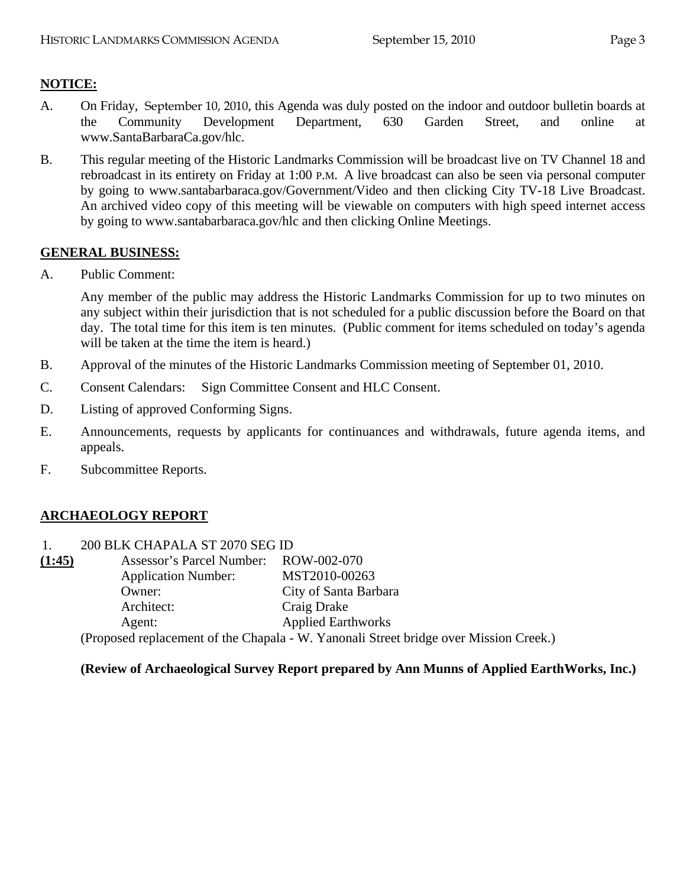**NOTICE:**

A. On Friday, September 10, 2010, this Agenda was duly posted on the indoor and outdoor bulletin boards at the Community Development Department, 630 Garden Street, and online at www.SantaBarbaraCa.gov/hlc.

B. This regular meeting of the Historic Landmarks Commission will be broadcast live on TV Channel 18 and rebroadcast in its entirety on Friday at 1:00 P.M. A live broadcast can also be seen via personal computer by going to www.santabarbaraca.gov/Government/Video and then clicking City TV-18 Live Broadcast. An archived video copy of this meeting will be viewable on computers with high speed internet access by going to www.santabarbaraca.gov/hlc and then clicking Online Meetings.

**GENERAL BUSINESS:**

A. Public Comment:

Any member of the public may address the Historic Landmarks Commission for up to two minutes on any subject within their jurisdiction that is not scheduled for a public discussion before the Board on that day. The total time for this item is ten minutes. (Public comment for items scheduled on today's agenda will be taken at the time the item is heard.)

B. Approval of the minutes of the Historic Landmarks Commission meeting of September 01, 2010.

C. Consent Calendars: Sign Committee Consent and HLC Consent.

D. Listing of approved Conforming Signs.

E. Announcements, requests by applicants for continuances and withdrawals, future agenda items, and appeals.

F. Subcommittee Reports.

**ARCHAEOLOGY REPORT**

1. 200 BLK CHAPALA ST 2070 SEG ID

**(1:45)**

Assessor's Parcel Number: ROW-002-070
Application Number: MST2010-00263
Owner: City of Santa Barbara
Architect: Craig Drake
Agent: Applied Earthworks

(Proposed replacement of the Chapala - W. Yanonali Street bridge over Mission Creek.)

**(Review of Archaeological Survey Report prepared by Ann Munns of Applied EarthWorks, Inc.)**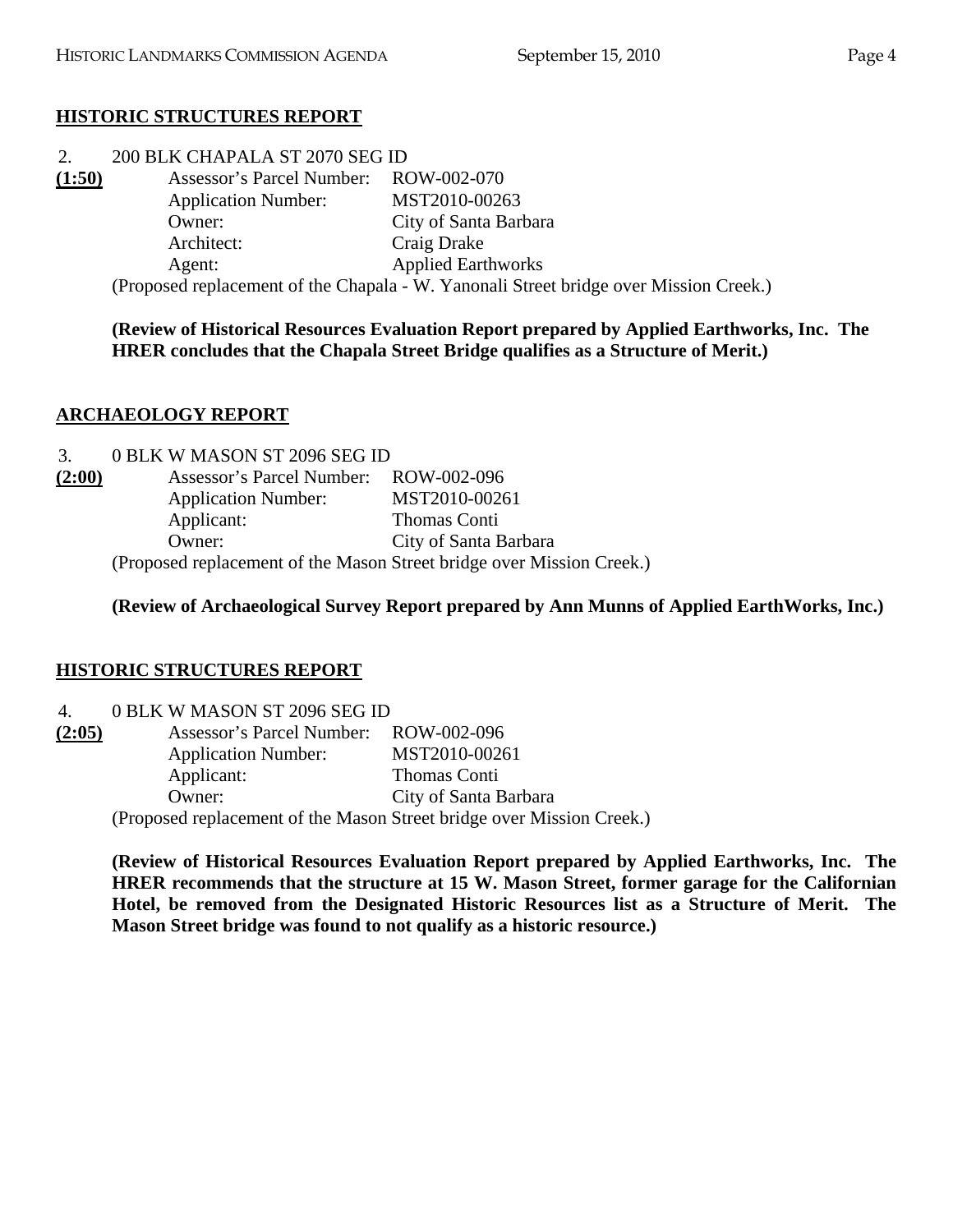## HISTORIC STRUCTURES REPORT

2. 200 BLK CHAPALA ST 2070 SEG ID

**(1:50)**

| | |
|---|---|
| Assessor's Parcel Number: | ROW-002-070 |
| Application Number: | MST2010-00263 |
| Owner: | City of Santa Barbara |
| Architect: | Craig Drake |
| Agent: | Applied Earthworks |

(Proposed replacement of the Chapala - W. Yanonali Street bridge over Mission Creek.)

**(Review of Historical Resources Evaluation Report prepared by Applied Earthworks, Inc. The HRER concludes that the Chapala Street Bridge qualifies as a Structure of Merit.)**

## ARCHAEOLOGY REPORT

3. 0 BLK W MASON ST 2096 SEG ID

**(2:00)**

| | |
|---|---|
| Assessor's Parcel Number: | ROW-002-096 |
| Application Number: | MST2010-00261 |
| Applicant: | Thomas Conti |
| Owner: | City of Santa Barbara |

(Proposed replacement of the Mason Street bridge over Mission Creek.)

**(Review of Archaeological Survey Report prepared by Ann Munns of Applied EarthWorks, Inc.)**

## HISTORIC STRUCTURES REPORT

4. 0 BLK W MASON ST 2096 SEG ID

**(2:05)**

| | |
|---|---|
| Assessor's Parcel Number: | ROW-002-096 |
| Application Number: | MST2010-00261 |
| Applicant: | Thomas Conti |
| Owner: | City of Santa Barbara |

(Proposed replacement of the Mason Street bridge over Mission Creek.)

**(Review of Historical Resources Evaluation Report prepared by Applied Earthworks, Inc. The HRER recommends that the structure at 15 W. Mason Street, former garage for the Californian Hotel, be removed from the Designated Historic Resources list as a Structure of Merit. The Mason Street bridge was found to not qualify as a historic resource.)**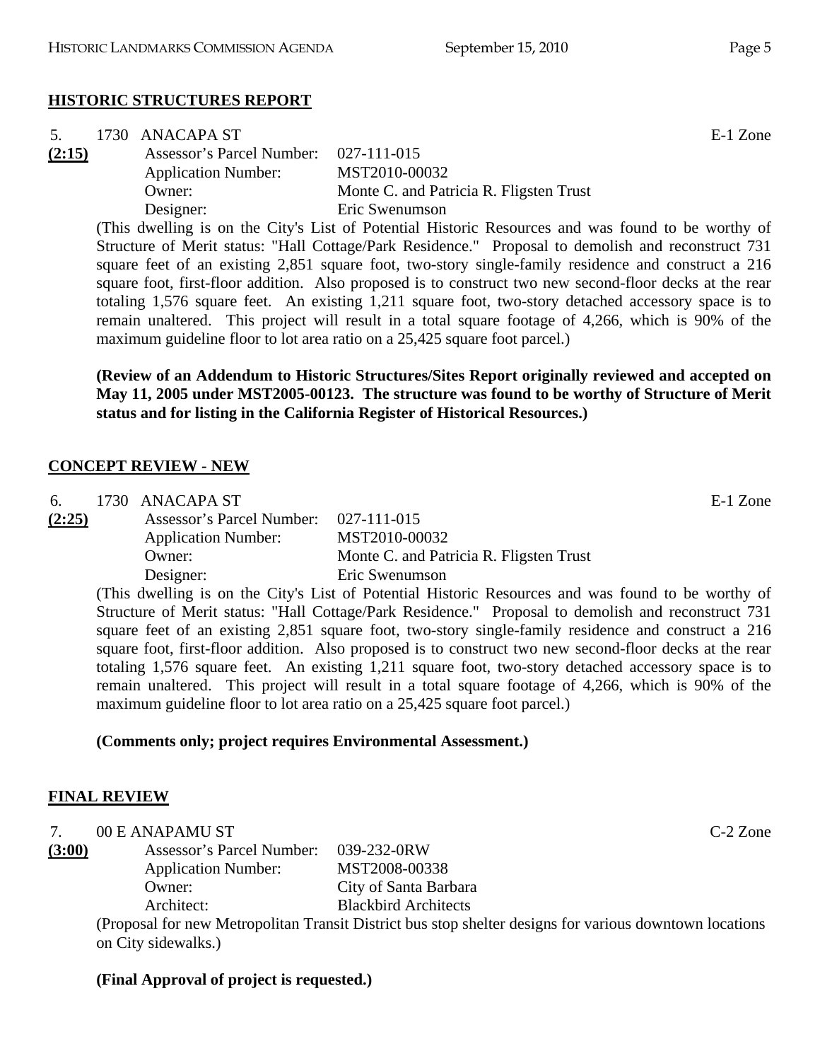## HISTORIC STRUCTURES REPORT

5. 1730 ANACAPA ST — E-1 Zone

**(2:15)**

| | |
|---|---|
| Assessor's Parcel Number: | 027-111-015 |
| Application Number: | MST2010-00032 |
| Owner: | Monte C. and Patricia R. Fligsten Trust |
| Designer: | Eric Swenumson |

(This dwelling is on the City's List of Potential Historic Resources and was found to be worthy of Structure of Merit status: "Hall Cottage/Park Residence." Proposal to demolish and reconstruct 731 square feet of an existing 2,851 square foot, two-story single-family residence and construct a 216 square foot, first-floor addition. Also proposed is to construct two new second-floor decks at the rear totaling 1,576 square feet. An existing 1,211 square foot, two-story detached accessory space is to remain unaltered. This project will result in a total square footage of 4,266, which is 90% of the maximum guideline floor to lot area ratio on a 25,425 square foot parcel.)

**(Review of an Addendum to Historic Structures/Sites Report originally reviewed and accepted on May 11, 2005 under MST2005-00123. The structure was found to be worthy of Structure of Merit status and for listing in the California Register of Historical Resources.)**

## CONCEPT REVIEW - NEW

6. 1730 ANACAPA ST — E-1 Zone

**(2:25)**

| | |
|---|---|
| Assessor's Parcel Number: | 027-111-015 |
| Application Number: | MST2010-00032 |
| Owner: | Monte C. and Patricia R. Fligsten Trust |
| Designer: | Eric Swenumson |

(This dwelling is on the City's List of Potential Historic Resources and was found to be worthy of Structure of Merit status: "Hall Cottage/Park Residence." Proposal to demolish and reconstruct 731 square feet of an existing 2,851 square foot, two-story single-family residence and construct a 216 square foot, first-floor addition. Also proposed is to construct two new second-floor decks at the rear totaling 1,576 square feet. An existing 1,211 square foot, two-story detached accessory space is to remain unaltered. This project will result in a total square footage of 4,266, which is 90% of the maximum guideline floor to lot area ratio on a 25,425 square foot parcel.)

**(Comments only; project requires Environmental Assessment.)**

## FINAL REVIEW

7. 00 E ANAPAMU ST — C-2 Zone

**(3:00)**

| | |
|---|---|
| Assessor's Parcel Number: | 039-232-0RW |
| Application Number: | MST2008-00338 |
| Owner: | City of Santa Barbara |
| Architect: | Blackbird Architects |

(Proposal for new Metropolitan Transit District bus stop shelter designs for various downtown locations on City sidewalks.)

**(Final Approval of project is requested.)**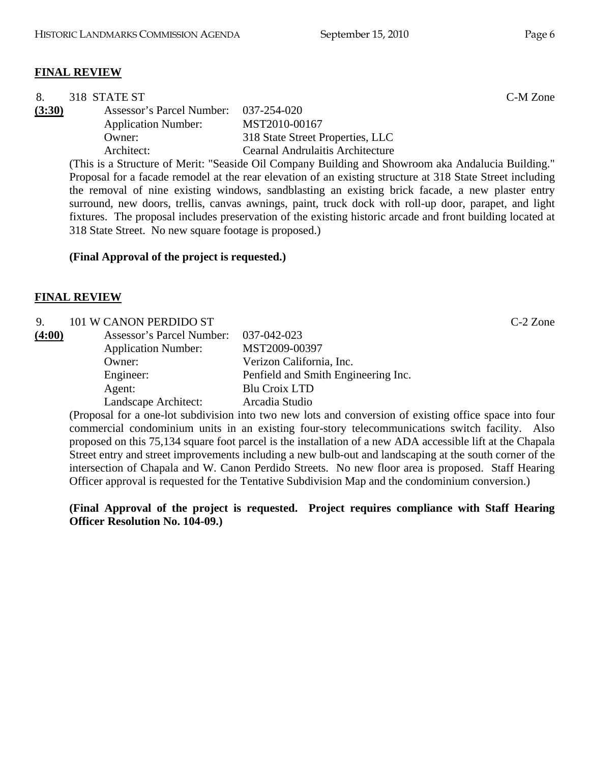**FINAL REVIEW**

8. 318 STATE ST C-M Zone

**(3:30)**

Assessor's Parcel Number: 037-254-020
Application Number: MST2010-00167
Owner: 318 State Street Properties, LLC
Architect: Cearnal Andrulaitis Architecture

(This is a Structure of Merit: "Seaside Oil Company Building and Showroom aka Andalucia Building." Proposal for a facade remodel at the rear elevation of an existing structure at 318 State Street including the removal of nine existing windows, sandblasting an existing brick facade, a new plaster entry surround, new doors, trellis, canvas awnings, paint, truck dock with roll-up door, parapet, and light fixtures. The proposal includes preservation of the existing historic arcade and front building located at 318 State Street. No new square footage is proposed.)

**(Final Approval of the project is requested.)**

**FINAL REVIEW**

9. 101 W CANON PERDIDO ST C-2 Zone

**(4:00)**

Assessor's Parcel Number: 037-042-023
Application Number: MST2009-00397
Owner: Verizon California, Inc.
Engineer: Penfield and Smith Engineering Inc.
Agent: Blu Croix LTD
Landscape Architect: Arcadia Studio

(Proposal for a one-lot subdivision into two new lots and conversion of existing office space into four commercial condominium units in an existing four-story telecommunications switch facility. Also proposed on this 75,134 square foot parcel is the installation of a new ADA accessible lift at the Chapala Street entry and street improvements including a new bulb-out and landscaping at the south corner of the intersection of Chapala and W. Canon Perdido Streets. No new floor area is proposed. Staff Hearing Officer approval is requested for the Tentative Subdivision Map and the condominium conversion.)

**(Final Approval of the project is requested. Project requires compliance with Staff Hearing Officer Resolution No. 104-09.)**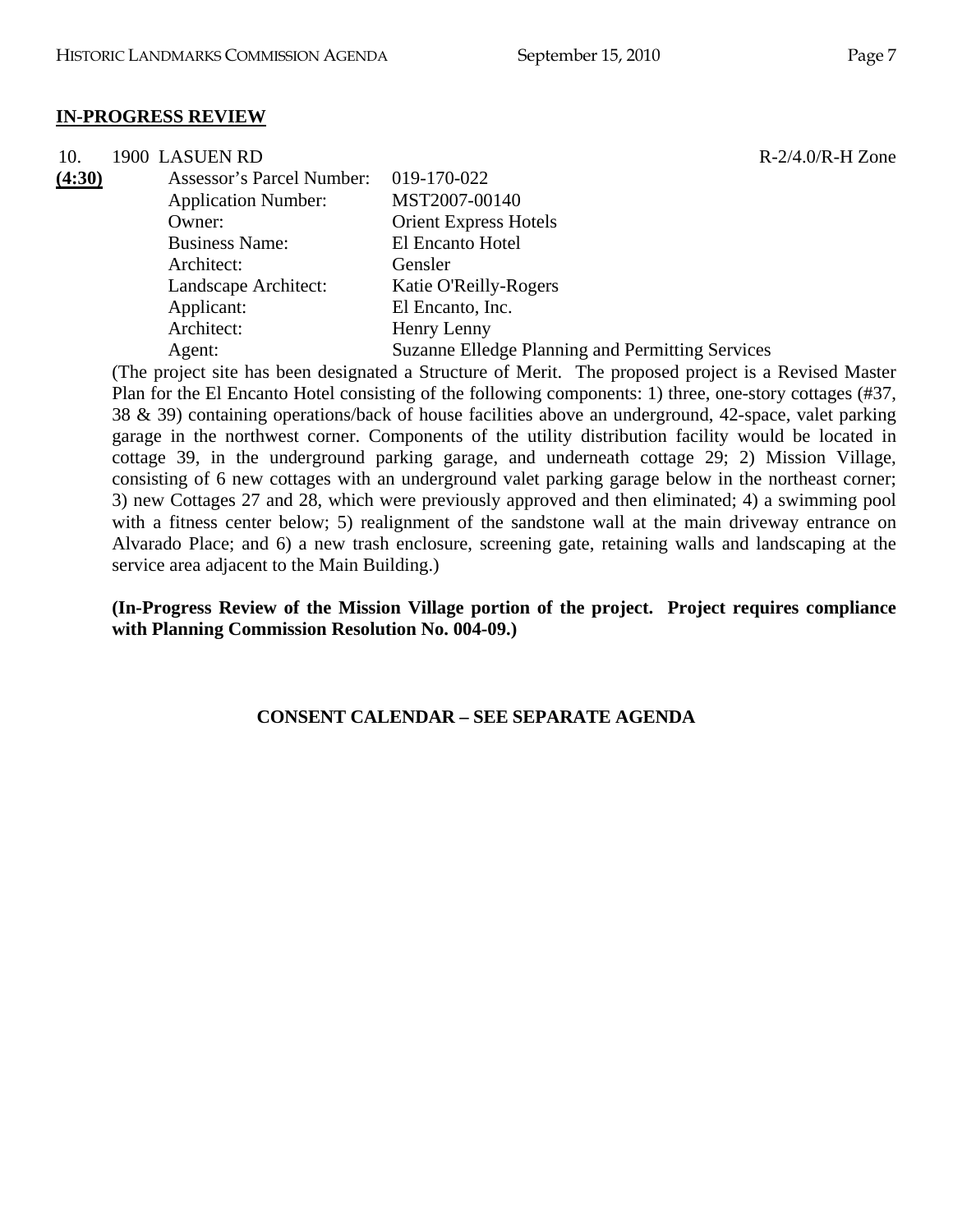## IN-PROGRESS REVIEW

10. 1900 LASUEN RD R-2/4.0/R-H Zone

**(4:30)**

| | |
|---|---|
| Assessor's Parcel Number: | 019-170-022 |
| Application Number: | MST2007-00140 |
| Owner: | Orient Express Hotels |
| Business Name: | El Encanto Hotel |
| Architect: | Gensler |
| Landscape Architect: | Katie O'Reilly-Rogers |
| Applicant: | El Encanto, Inc. |
| Architect: | Henry Lenny |
| Agent: | Suzanne Elledge Planning and Permitting Services |

(The project site has been designated a Structure of Merit. The proposed project is a Revised Master Plan for the El Encanto Hotel consisting of the following components: 1) three, one-story cottages (#37, 38 & 39) containing operations/back of house facilities above an underground, 42-space, valet parking garage in the northwest corner. Components of the utility distribution facility would be located in cottage 39, in the underground parking garage, and underneath cottage 29; 2) Mission Village, consisting of 6 new cottages with an underground valet parking garage below in the northeast corner; 3) new Cottages 27 and 28, which were previously approved and then eliminated; 4) a swimming pool with a fitness center below; 5) realignment of the sandstone wall at the main driveway entrance on Alvarado Place; and 6) a new trash enclosure, screening gate, retaining walls and landscaping at the service area adjacent to the Main Building.)

**(In-Progress Review of the Mission Village portion of the project. Project requires compliance with Planning Commission Resolution No. 004-09.)**

**CONSENT CALENDAR – SEE SEPARATE AGENDA**